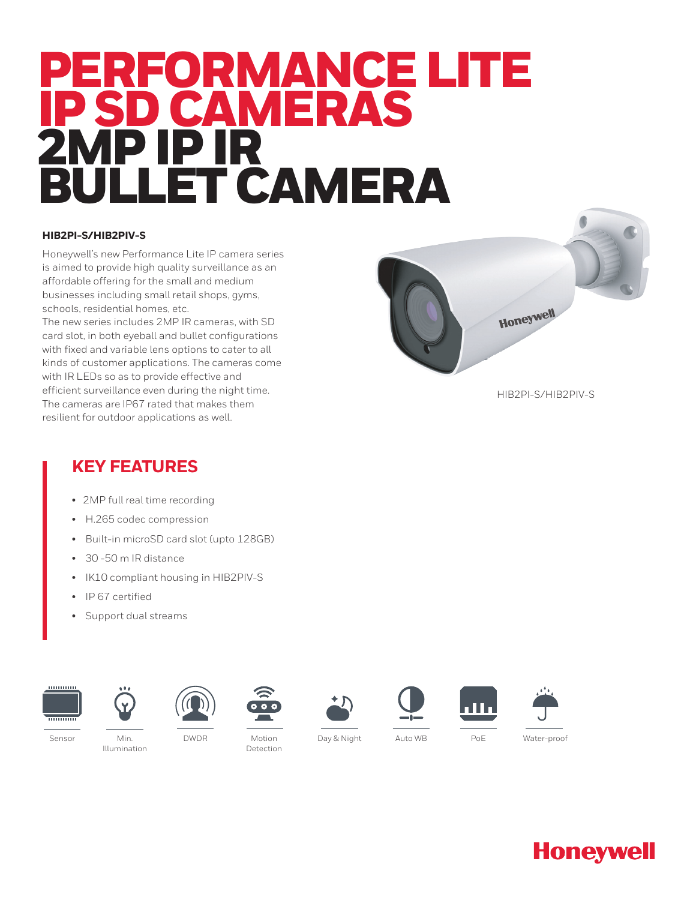# PERFORMANCE LITE IP SD CAMERAS 2MP IP IR BULLET CAMERA

**HIB2PI-S/HIB2PIV-S**

Honeywell's new Performance Lite IP camera series is aimed to provide high quality surveillance as an affordable offering for the small and medium businesses including small retail shops, gyms, schools, residential homes, etc.
The new series includes 2MP IR cameras, with SD card slot, in both eyeball and bullet configurations with fixed and variable lens options to cater to all kinds of customer applications. The cameras come with IR LEDs so as to provide effective and efficient surveillance even during the night time. The cameras are IP67 rated that makes them resilient for outdoor applications as well.

HIB2PI-S/HIB2PIV-S

## KEY FEATURES

- 2MP full real time recording
- H.265 codec compression
- Built-in microSD card slot (upto 128GB)
- 30 -50 m IR distance
- IK10 compliant housing in HIB2PIV-S
- IP 67 certified
- Support dual streams

Sensor | Min. Illumination | DWDR | Motion Detection | Day & Night | Auto WB | PoE | Water-proof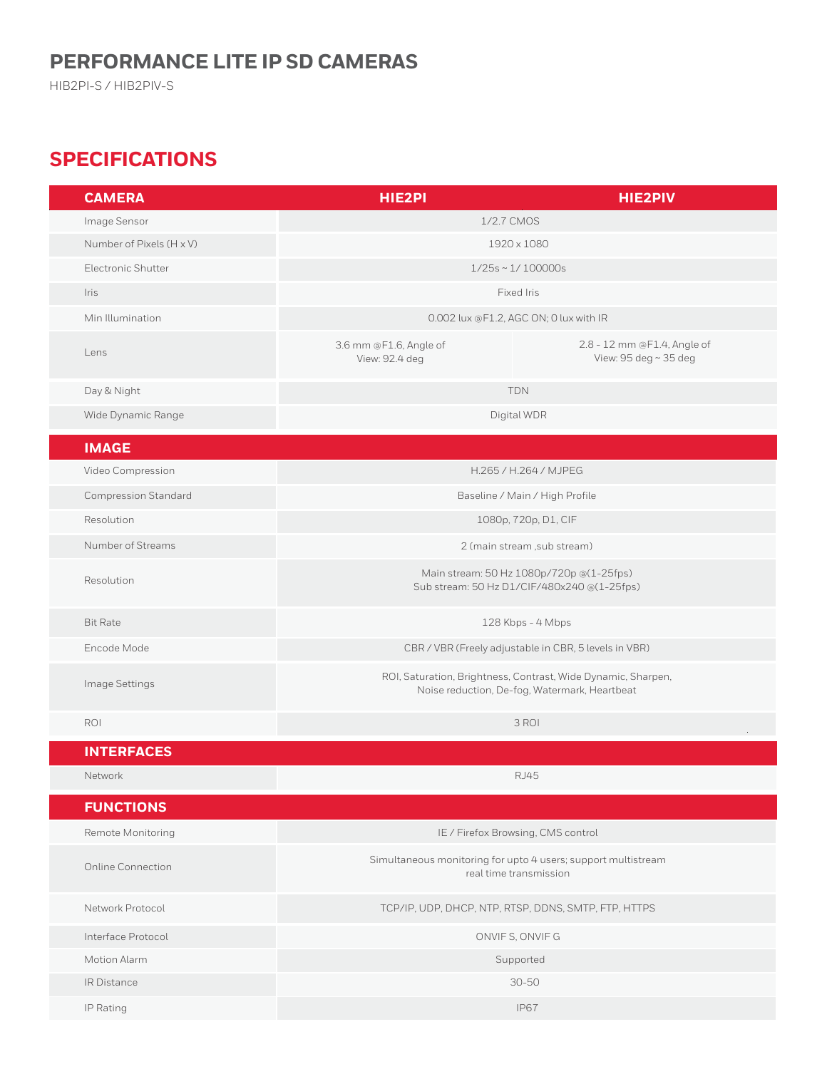# PERFORMANCE LITE IP SD CAMERAS

HIB2PI-S / HIB2PIV-S

## SPECIFICATIONS

| CAMERA | HIE2PI | HIE2PIV |
|---|---|---|
| Image Sensor | 1/2.7 CMOS | |
| Number of Pixels (H x V) | 1920 x 1080 | |
| Electronic Shutter | 1/25s ~ 1/ 100000s | |
| Iris | Fixed Iris | |
| Min Illumination | 0.002 lux @F1.2, AGC ON; 0 lux with IR | |
| Lens | 3.6 mm @F1.6, Angle of View: 92.4 deg | 2.8 - 12 mm @F1.4, Angle of View: 95 deg ~ 35 deg |
| Day & Night | TDN | |
| Wide Dynamic Range | Digital WDR | |
| **IMAGE** | | |
| Video Compression | H.265 / H.264 / MJPEG | |
| Compression Standard | Baseline / Main / High Profile | |
| Resolution | 1080p, 720p, D1, CIF | |
| Number of Streams | 2 (main stream ,sub stream) | |
| Resolution | Main stream: 50 Hz 1080p/720p @(1-25fps)<br>Sub stream: 50 Hz D1/CIF/480x240 @(1-25fps) | |
| Bit Rate | 128 Kbps - 4 Mbps | |
| Encode Mode | CBR / VBR (Freely adjustable in CBR, 5 levels in VBR) | |
| Image Settings | ROI, Saturation, Brightness, Contrast, Wide Dynamic, Sharpen, Noise reduction, De-fog, Watermark, Heartbeat | |
| ROI | 3 ROI | |
| **INTERFACES** | | |
| Network | RJ45 | |
| **FUNCTIONS** | | |
| Remote Monitoring | IE / Firefox Browsing, CMS control | |
| Online Connection | Simultaneous monitoring for upto 4 users; support multistream real time transmission | |
| Network Protocol | TCP/IP, UDP, DHCP, NTP, RTSP, DDNS, SMTP, FTP, HTTPS | |
| Interface Protocol | ONVIF S, ONVIF G | |
| Motion Alarm | Supported | |
| IR Distance | 30-50 | |
| IP Rating | IP67 | |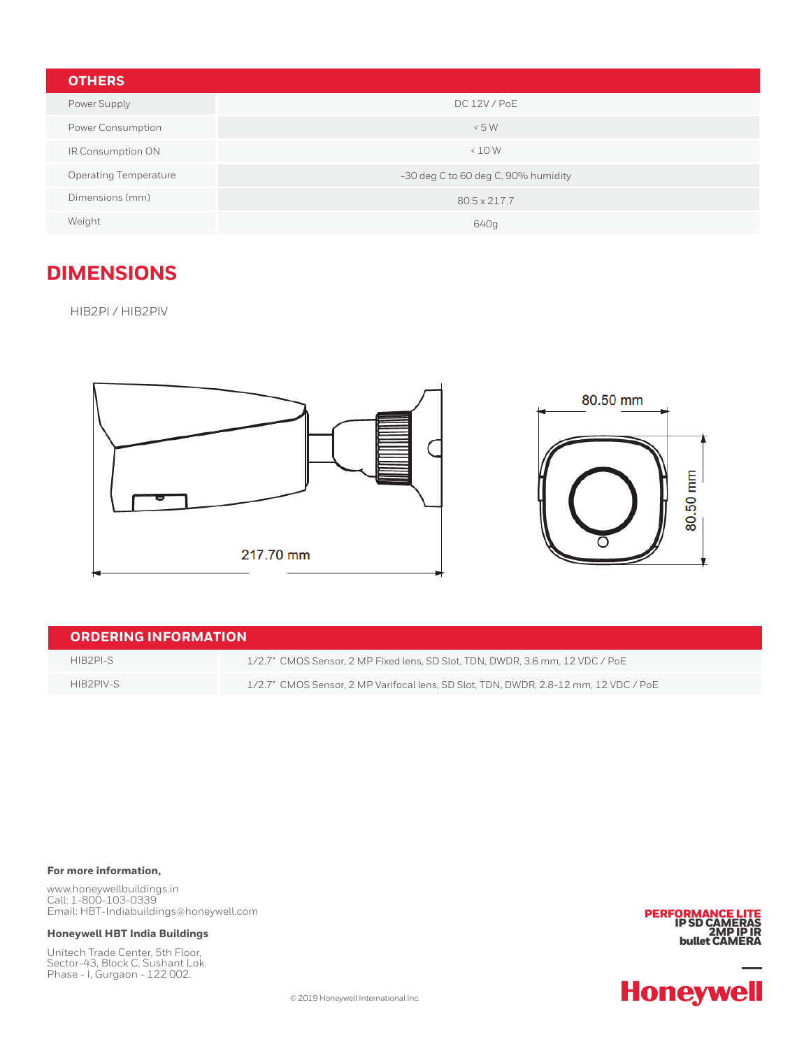## OTHERS

| | |
|---|---|
| Power Supply | DC 12V / PoE |
| Power Consumption | < 5 W |
| IR Consumption ON | < 10 W |
| Operating Temperature | -30 deg C to 60 deg C, 90% humidity |
| Dimensions (mm) | 80.5 x 217.7 |
| Weight | 640g |

## DIMENSIONS

HIB2PI / HIB2PIV

217.70 mm

80.50 mm

80.50 mm

## ORDERING INFORMATION

| | |
|---|---|
| HIB2PI-S | 1/2.7" CMOS Sensor, 2 MP Fixed lens, SD Slot, TDN, DWDR, 3.6 mm, 12 VDC / PoE |
| HIB2PIV-S | 1/2.7" CMOS Sensor, 2 MP Varifocal lens, SD Slot, TDN, DWDR, 2.8-12 mm, 12 VDC / PoE |

**For more information,**

www.honeywellbuildings.in
Call: 1-800-103-0339
Email: HBT-Indiabuildings@honeywell.com

**Honeywell HBT India Buildings**

Unitech Trade Center, 5th Floor,
Sector-43, Block C, Sushant Lok
Phase - I, Gurgaon - 122 002.

**PERFORMANCE LITE**
**IP SD CAMERAS**
**2MP IP IR**
**bullet CAMERA**

**Honeywell**

© 2019 Honeywell International Inc.